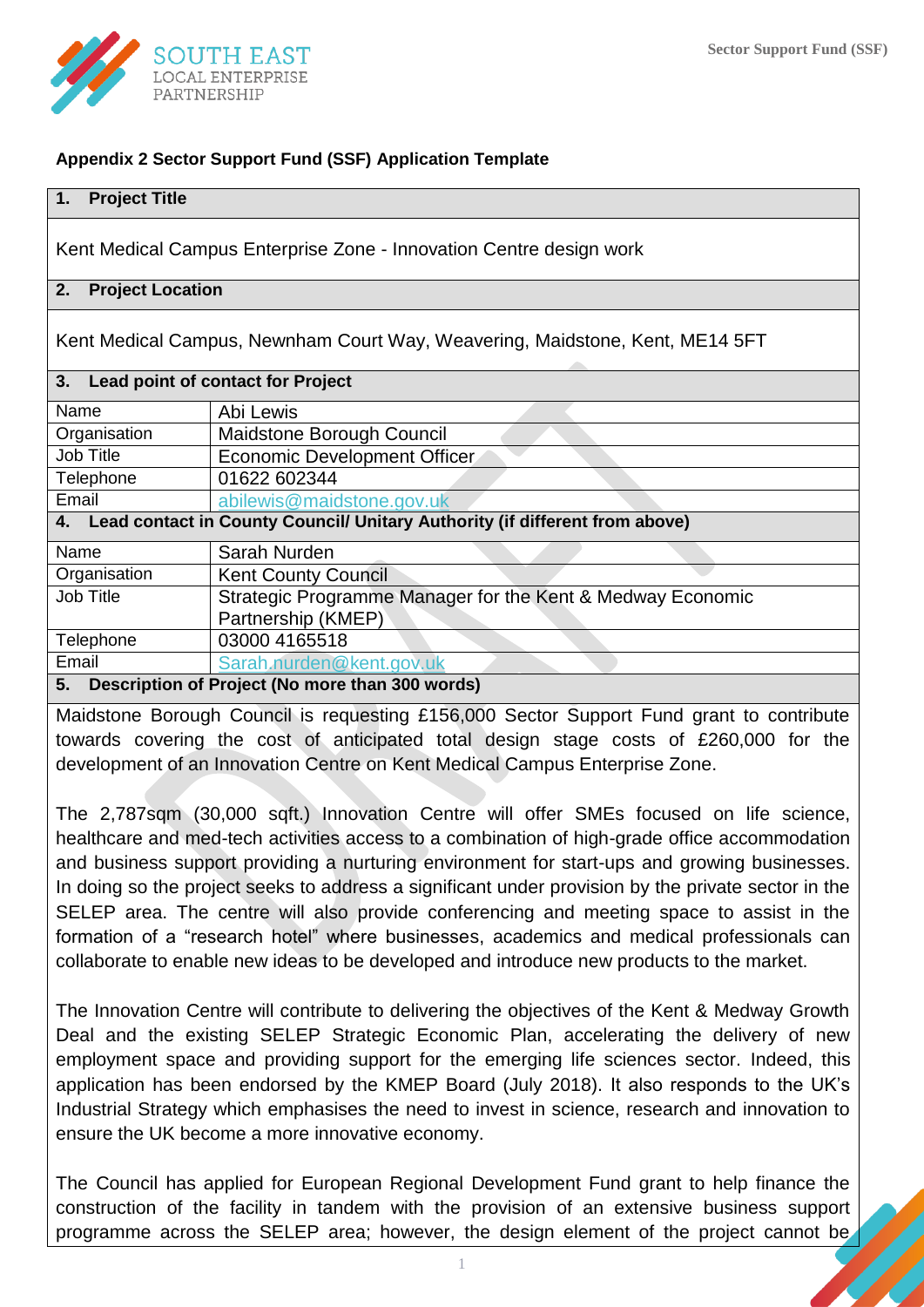## Appendix 2 Sector Support Fund (SSF) Application Template

### 1. Project Title

Kent Medical Campus Enterprise Zone - Innovation Centre design work

### 2. Project Location

Kent Medical Campus, Newnham Court Way, Weavering, Maidstone, Kent, ME14 5FT

### 3. Lead point of contact for Project

| | |
|---|---|
| Name | Abi Lewis |
| Organisation | Maidstone Borough Council |
| Job Title | Economic Development Officer |
| Telephone | 01622 602344 |
| Email | abilewis@maidstone.gov.uk |

### 4. Lead contact in County Council/ Unitary Authority (if different from above)

| | |
|---|---|
| Name | Sarah Nurden |
| Organisation | Kent County Council |
| Job Title | Strategic Programme Manager for the Kent & Medway Economic Partnership (KMEP) |
| Telephone | 03000 4165518 |
| Email | Sarah.nurden@kent.gov.uk |

### 5. Description of Project (No more than 300 words)

Maidstone Borough Council is requesting £156,000 Sector Support Fund grant to contribute towards covering the cost of anticipated total design stage costs of £260,000 for the development of an Innovation Centre on Kent Medical Campus Enterprise Zone.

The 2,787sqm (30,000 sqft.) Innovation Centre will offer SMEs focused on life science, healthcare and med-tech activities access to a combination of high-grade office accommodation and business support providing a nurturing environment for start-ups and growing businesses. In doing so the project seeks to address a significant under provision by the private sector in the SELEP area. The centre will also provide conferencing and meeting space to assist in the formation of a "research hotel" where businesses, academics and medical professionals can collaborate to enable new ideas to be developed and introduce new products to the market.

The Innovation Centre will contribute to delivering the objectives of the Kent & Medway Growth Deal and the existing SELEP Strategic Economic Plan, accelerating the delivery of new employment space and providing support for the emerging life sciences sector. Indeed, this application has been endorsed by the KMEP Board (July 2018). It also responds to the UK's Industrial Strategy which emphasises the need to invest in science, research and innovation to ensure the UK become a more innovative economy.

The Council has applied for European Regional Development Fund grant to help finance the construction of the facility in tandem with the provision of an extensive business support programme across the SELEP area; however, the design element of the project cannot be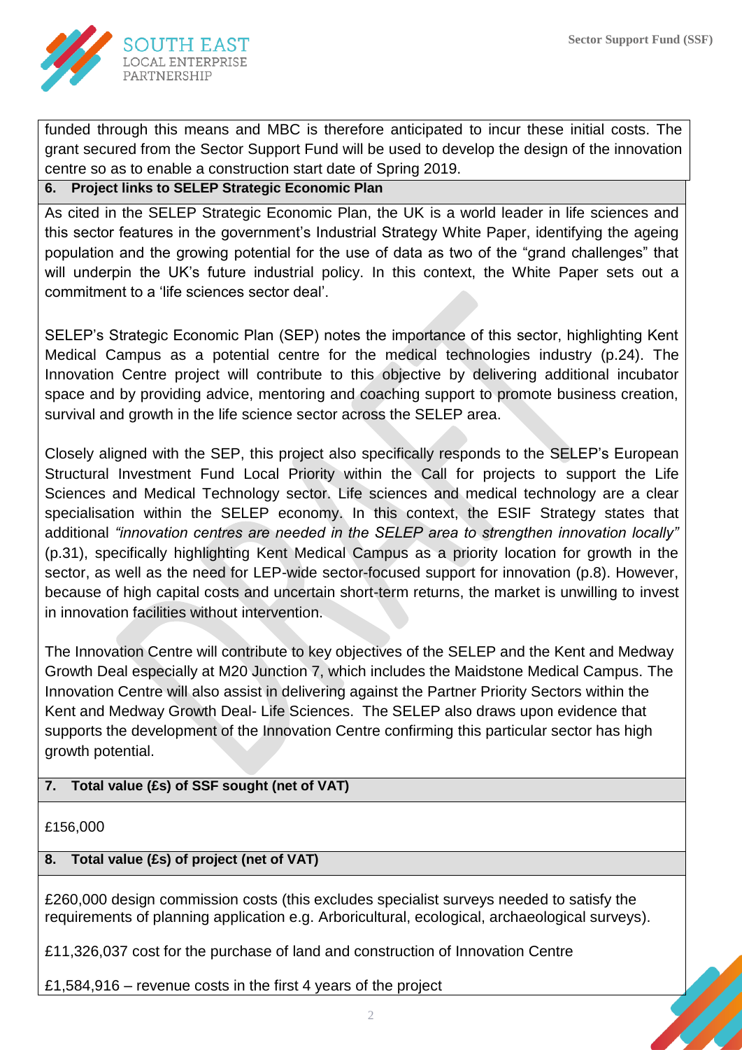funded through this means and MBC is therefore anticipated to incur these initial costs. The grant secured from the Sector Support Fund will be used to develop the design of the innovation centre so as to enable a construction start date of Spring 2019.

## 6. Project links to SELEP Strategic Economic Plan

As cited in the SELEP Strategic Economic Plan, the UK is a world leader in life sciences and this sector features in the government's Industrial Strategy White Paper, identifying the ageing population and the growing potential for the use of data as two of the "grand challenges" that will underpin the UK's future industrial policy. In this context, the White Paper sets out a commitment to a 'life sciences sector deal'.

SELEP's Strategic Economic Plan (SEP) notes the importance of this sector, highlighting Kent Medical Campus as a potential centre for the medical technologies industry (p.24). The Innovation Centre project will contribute to this objective by delivering additional incubator space and by providing advice, mentoring and coaching support to promote business creation, survival and growth in the life science sector across the SELEP area.

Closely aligned with the SEP, this project also specifically responds to the SELEP's European Structural Investment Fund Local Priority within the Call for projects to support the Life Sciences and Medical Technology sector. Life sciences and medical technology are a clear specialisation within the SELEP economy. In this context, the ESIF Strategy states that additional *"innovation centres are needed in the SELEP area to strengthen innovation locally"* (p.31), specifically highlighting Kent Medical Campus as a priority location for growth in the sector, as well as the need for LEP-wide sector-focused support for innovation (p.8). However, because of high capital costs and uncertain short-term returns, the market is unwilling to invest in innovation facilities without intervention.

The Innovation Centre will contribute to key objectives of the SELEP and the Kent and Medway Growth Deal especially at M20 Junction 7, which includes the Maidstone Medical Campus. The Innovation Centre will also assist in delivering against the Partner Priority Sectors within the Kent and Medway Growth Deal- Life Sciences. The SELEP also draws upon evidence that supports the development of the Innovation Centre confirming this particular sector has high growth potential.

## 7. Total value (£s) of SSF sought (net of VAT)

£156,000

## 8. Total value (£s) of project (net of VAT)

£260,000 design commission costs (this excludes specialist surveys needed to satisfy the requirements of planning application e.g. Arboricultural, ecological, archaeological surveys).

£11,326,037 cost for the purchase of land and construction of Innovation Centre

£1,584,916 – revenue costs in the first 4 years of the project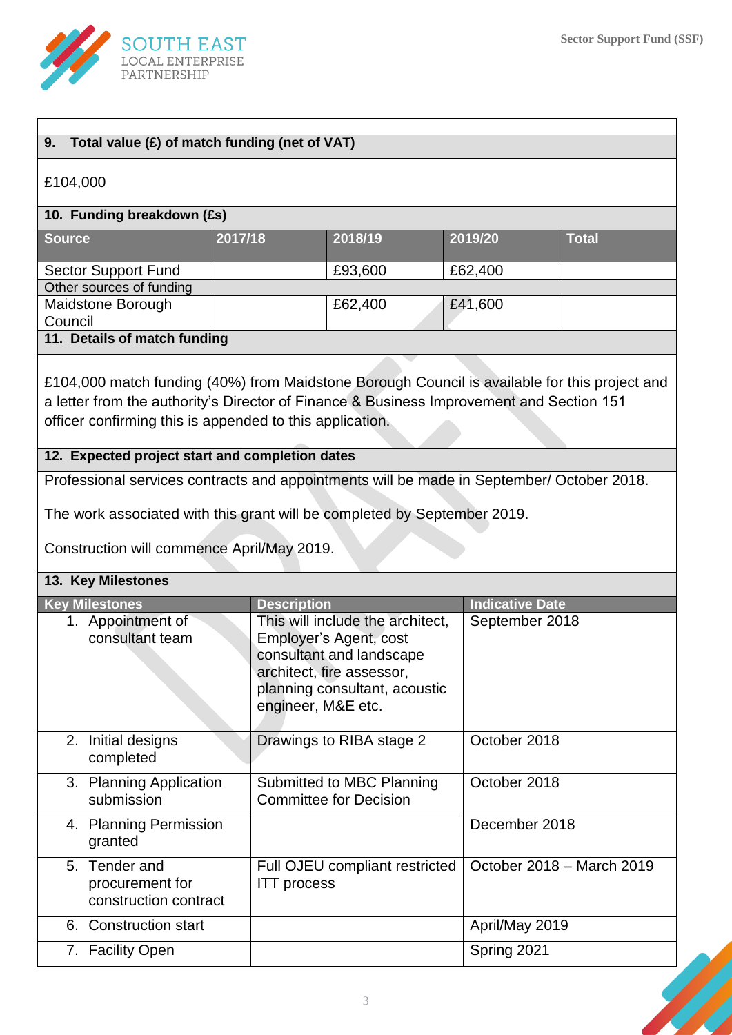## 9. Total value (£) of match funding (net of VAT)

£104,000

## 10. Funding breakdown (£s)

| Source | 2017/18 | 2018/19 | 2019/20 | Total |
|---|---|---|---|---|
| Sector Support Fund | | £93,600 | £62,400 | |
| Other sources of funding | | | | |
| Maidstone Borough Council | | £62,400 | £41,600 | |

## 11. Details of match funding

£104,000 match funding (40%) from Maidstone Borough Council is available for this project and a letter from the authority's Director of Finance & Business Improvement and Section 151 officer confirming this is appended to this application.

## 12. Expected project start and completion dates

Professional services contracts and appointments will be made in September/ October 2018.

The work associated with this grant will be completed by September 2019.

Construction will commence April/May 2019.

## 13. Key Milestones

| Key Milestones | Description | Indicative Date |
|---|---|---|
| 1. Appointment of consultant team | This will include the architect, Employer's Agent, cost consultant and landscape architect, fire assessor, planning consultant, acoustic engineer, M&E etc. | September 2018 |
| 2. Initial designs completed | Drawings to RIBA stage 2 | October 2018 |
| 3. Planning Application submission | Submitted to MBC Planning Committee for Decision | October 2018 |
| 4. Planning Permission granted | | December 2018 |
| 5. Tender and procurement for construction contract | Full OJEU compliant restricted ITT process | October 2018 – March 2019 |
| 6. Construction start | | April/May 2019 |
| 7. Facility Open | | Spring 2021 |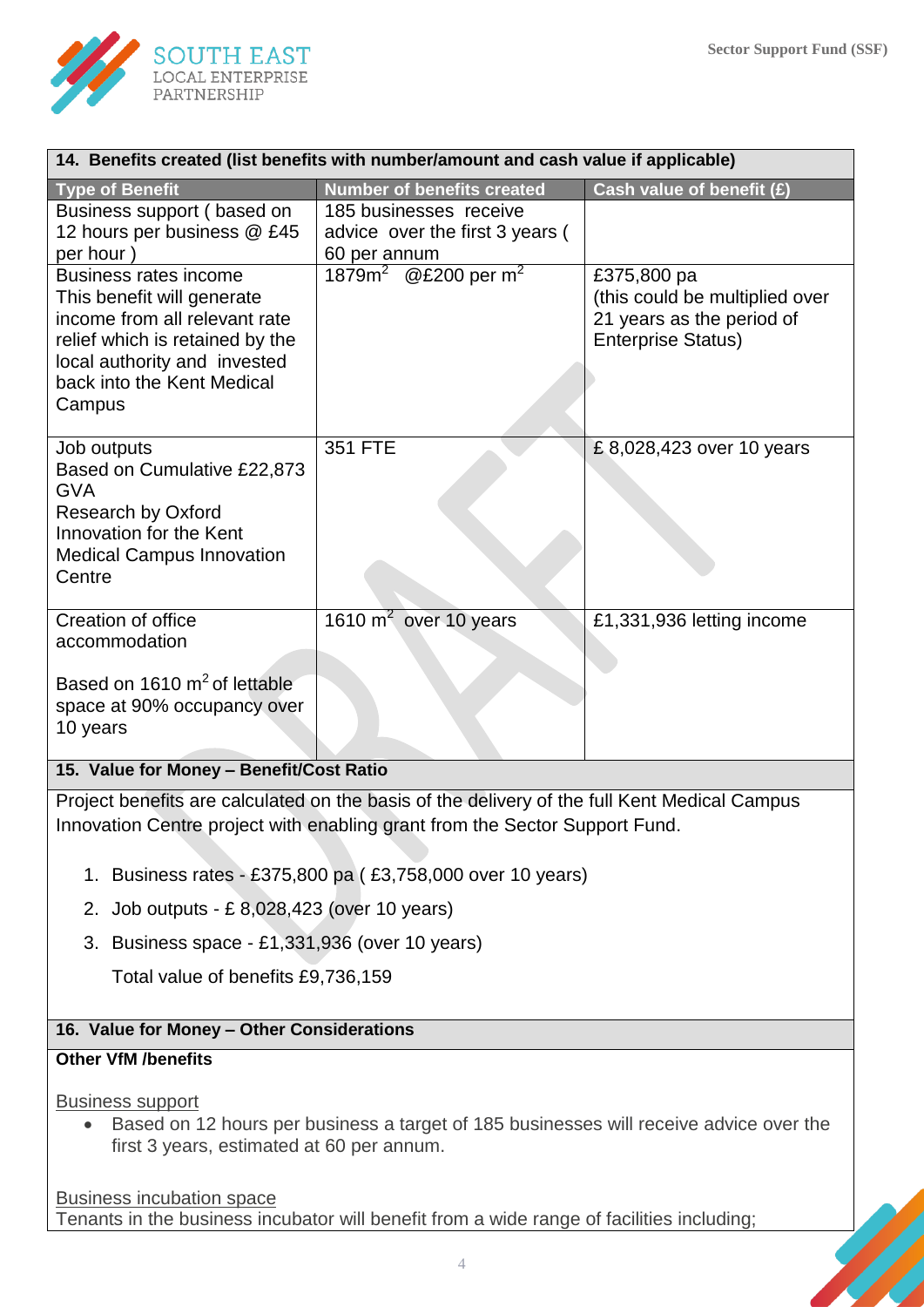**14. Benefits created (list benefits with number/amount and cash value if applicable)**

| Type of Benefit | Number of benefits created | Cash value of benefit (£) |
|---|---|---|
| Business support ( based on 12 hours per business @ £45 per hour ) | 185 businesses receive advice over the first 3 years ( 60 per annum | |
| Business rates income<br>This benefit will generate income from all relevant rate relief which is retained by the local authority and invested back into the Kent Medical Campus | 1879m$^2$ @£200 per m$^2$ | £375,800 pa (this could be multiplied over 21 years as the period of Enterprise Status) |
| Job outputs<br>Based on Cumulative £22,873 GVA<br>Research by Oxford Innovation for the Kent Medical Campus Innovation Centre | 351 FTE | £ 8,028,423 over 10 years |
| Creation of office accommodation<br><br>Based on 1610 m$^2$ of lettable space at 90% occupancy over 10 years | 1610 m$^2$ over 10 years | £1,331,936 letting income |

**15. Value for Money – Benefit/Cost Ratio**

Project benefits are calculated on the basis of the delivery of the full Kent Medical Campus Innovation Centre project with enabling grant from the Sector Support Fund.

1. Business rates - £375,800 pa ( £3,758,000 over 10 years)
2. Job outputs - £ 8,028,423 (over 10 years)
3. Business space - £1,331,936 (over 10 years)

   Total value of benefits £9,736,159

**16. Value for Money – Other Considerations**

**Other VfM /benefits**

Business support

- Based on 12 hours per business a target of 185 businesses will receive advice over the first 3 years, estimated at 60 per annum.

Business incubation space

Tenants in the business incubator will benefit from a wide range of facilities including;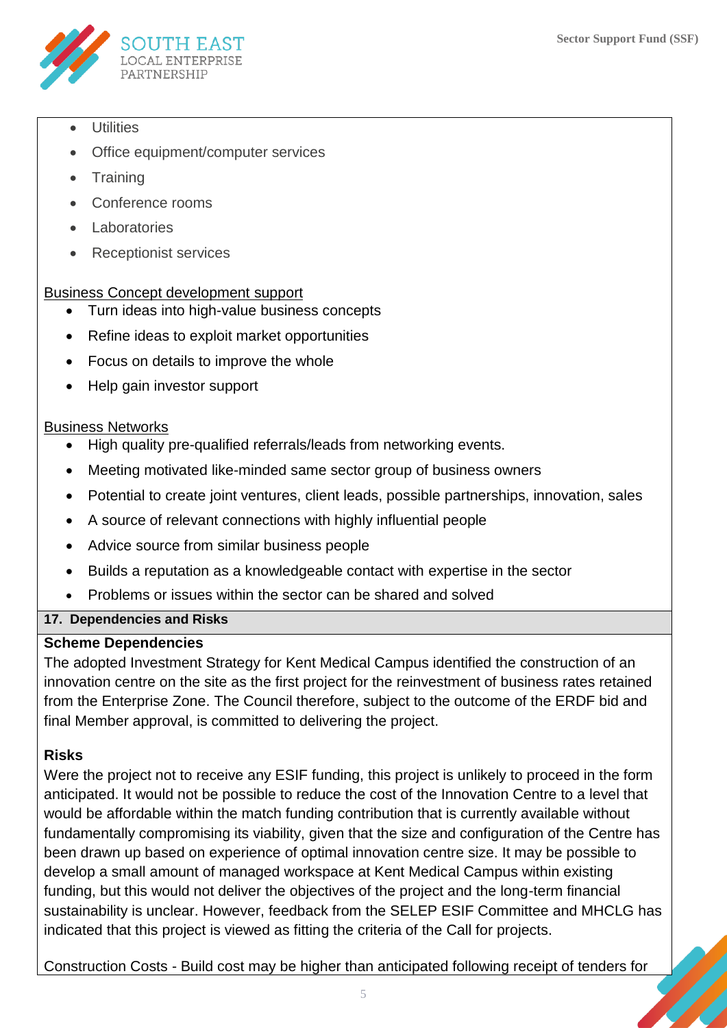- Utilities
- Office equipment/computer services
- Training
- Conference rooms
- Laboratories
- Receptionist services

<u>Business Concept development support</u>

- Turn ideas into high-value business concepts
- Refine ideas to exploit market opportunities
- Focus on details to improve the whole
- Help gain investor support

<u>Business Networks</u>

- High quality pre-qualified referrals/leads from networking events.
- Meeting motivated like-minded same sector group of business owners
- Potential to create joint ventures, client leads, possible partnerships, innovation, sales
- A source of relevant connections with highly influential people
- Advice source from similar business people
- Builds a reputation as a knowledgeable contact with expertise in the sector
- Problems or issues within the sector can be shared and solved

**17. Dependencies and Risks**

**Scheme Dependencies**

The adopted Investment Strategy for Kent Medical Campus identified the construction of an innovation centre on the site as the first project for the reinvestment of business rates retained from the Enterprise Zone. The Council therefore, subject to the outcome of the ERDF bid and final Member approval, is committed to delivering the project.

**Risks**

Were the project not to receive any ESIF funding, this project is unlikely to proceed in the form anticipated. It would not be possible to reduce the cost of the Innovation Centre to a level that would be affordable within the match funding contribution that is currently available without fundamentally compromising its viability, given that the size and configuration of the Centre has been drawn up based on experience of optimal innovation centre size. It may be possible to develop a small amount of managed workspace at Kent Medical Campus within existing funding, but this would not deliver the objectives of the project and the long-term financial sustainability is unclear. However, feedback from the SELEP ESIF Committee and MHCLG has indicated that this project is viewed as fitting the criteria of the Call for projects.

<u>Construction Costs</u> - Build cost may be higher than anticipated following receipt of tenders for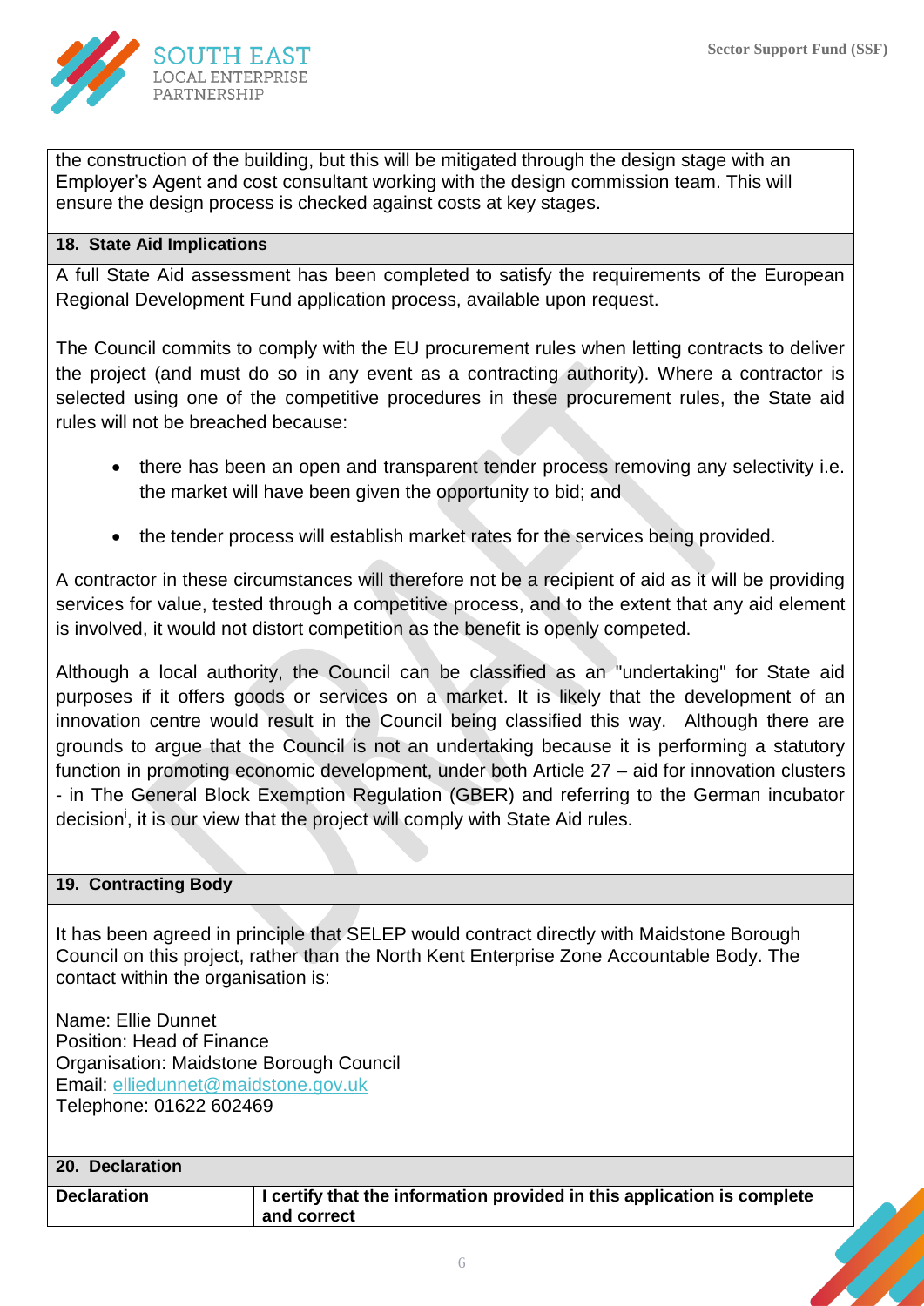the construction of the building, but this will be mitigated through the design stage with an Employer's Agent and cost consultant working with the design commission team. This will ensure the design process is checked against costs at key stages.

**18. State Aid Implications**

A full State Aid assessment has been completed to satisfy the requirements of the European Regional Development Fund application process, available upon request.

The Council commits to comply with the EU procurement rules when letting contracts to deliver the project (and must do so in any event as a contracting authority). Where a contractor is selected using one of the competitive procedures in these procurement rules, the State aid rules will not be breached because:

- there has been an open and transparent tender process removing any selectivity i.e. the market will have been given the opportunity to bid; and
- the tender process will establish market rates for the services being provided.

A contractor in these circumstances will therefore not be a recipient of aid as it will be providing services for value, tested through a competitive process, and to the extent that any aid element is involved, it would not distort competition as the benefit is openly competed.

Although a local authority, the Council can be classified as an "undertaking" for State aid purposes if it offers goods or services on a market. It is likely that the development of an innovation centre would result in the Council being classified this way. Although there are grounds to argue that the Council is not an undertaking because it is performing a statutory function in promoting economic development, under both Article 27 – aid for innovation clusters - in The General Block Exemption Regulation (GBER) and referring to the German incubator decision[i], it is our view that the project will comply with State Aid rules.

**19. Contracting Body**

It has been agreed in principle that SELEP would contract directly with Maidstone Borough Council on this project, rather than the North Kent Enterprise Zone Accountable Body. The contact within the organisation is:

Name: Ellie Dunnet
Position: Head of Finance
Organisation: Maidstone Borough Council
Email: elliedunnet@maidstone.gov.uk
Telephone: 01622 602469

**20. Declaration**

| Declaration | **I certify that the information provided in this application is complete and correct** |
|---|---|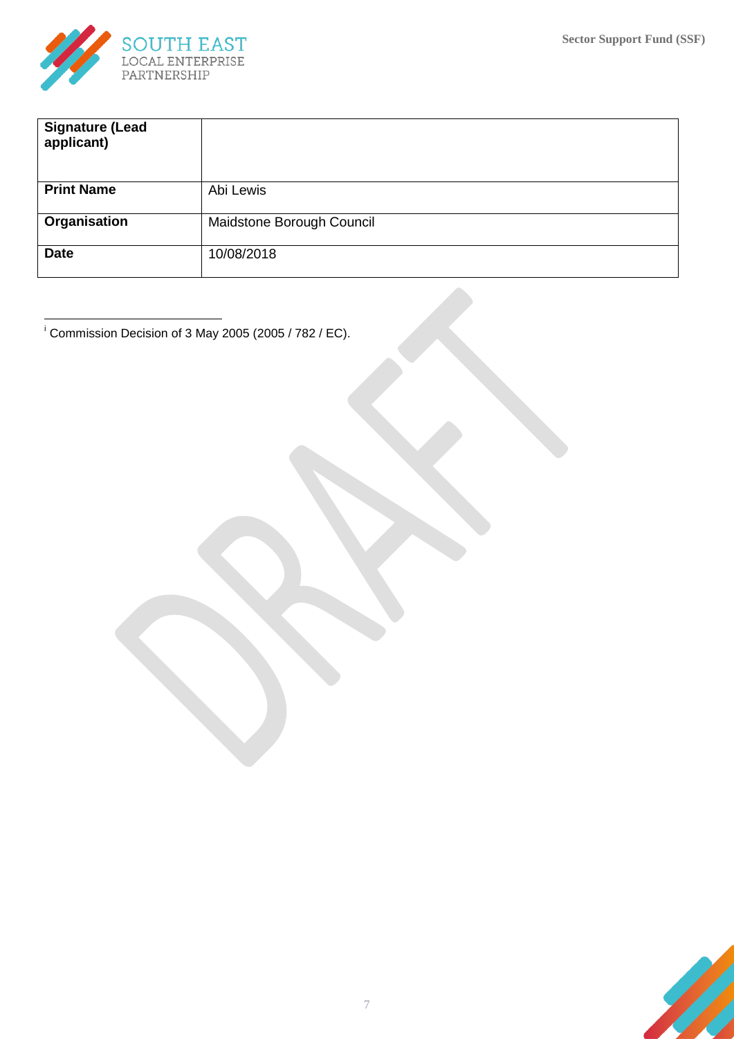| | |
|---|---|
| **Signature (Lead applicant)** | |
| **Print Name** | Abi Lewis |
| **Organisation** | Maidstone Borough Council |
| **Date** | 10/08/2018 |

[i] Commission Decision of 3 May 2005 (2005 / 782 / EC).